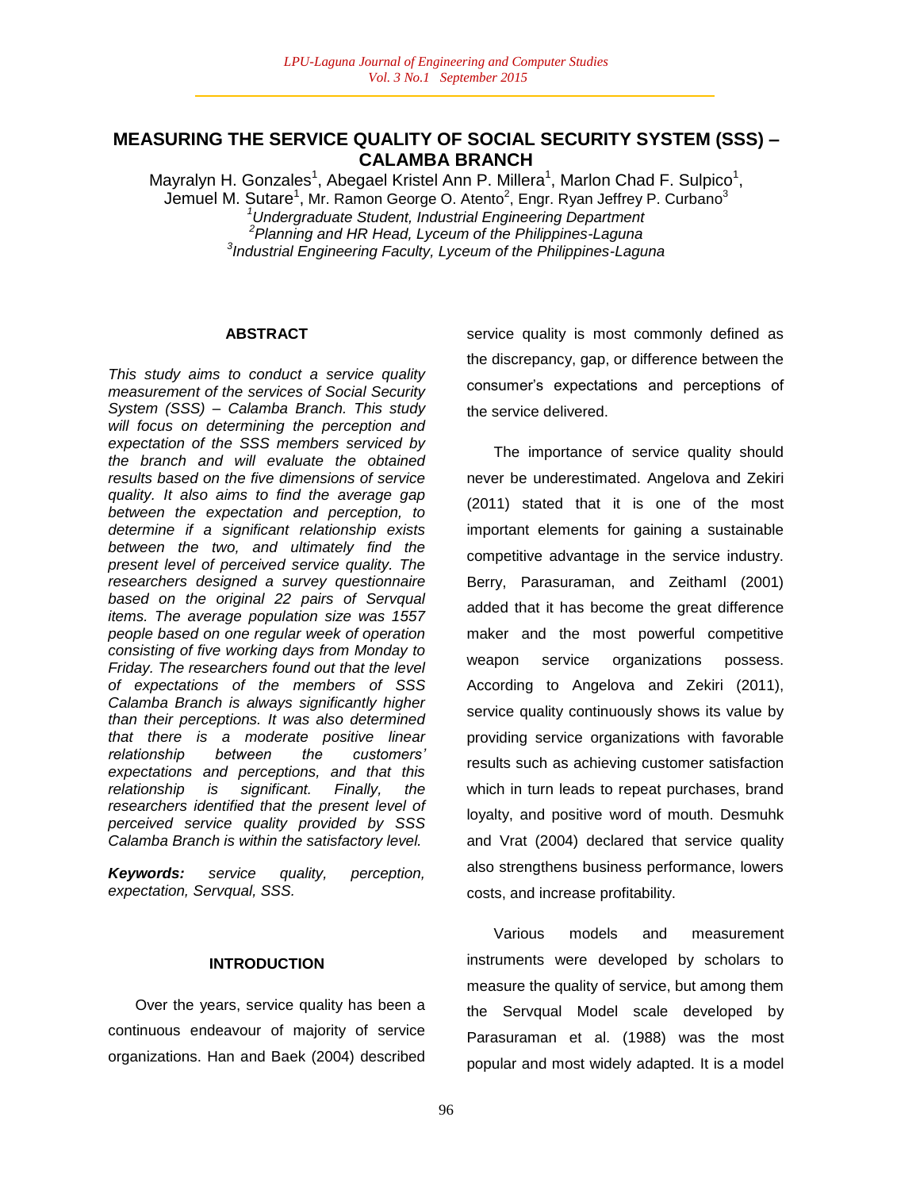# MEASURING THE SERVICE QUALITY OF SOCIAL SECURITY SYSTEM (SSS) – CALAMBA BRANCH

Mayralyn H. Gonzales[1], Abegael Kristel Ann P. Millera[1], Marlon Chad F. Sulpico[1], Jemuel M. Sutare[1], Mr. Ramon George O. Atento[2], Engr. Ryan Jeffrey P. Curbano[3]

[1]*Undergraduate Student, Industrial Engineering Department*
[2]*Planning and HR Head, Lyceum of the Philippines-Laguna*
[3]*Industrial Engineering Faculty, Lyceum of the Philippines-Laguna*

## ABSTRACT

*This study aims to conduct a service quality measurement of the services of Social Security System (SSS) – Calamba Branch. This study will focus on determining the perception and expectation of the SSS members serviced by the branch and will evaluate the obtained results based on the five dimensions of service quality. It also aims to find the average gap between the expectation and perception, to determine if a significant relationship exists between the two, and ultimately find the present level of perceived service quality. The researchers designed a survey questionnaire based on the original 22 pairs of Servqual items. The average population size was 1557 people based on one regular week of operation consisting of five working days from Monday to Friday. The researchers found out that the level of expectations of the members of SSS Calamba Branch is always significantly higher than their perceptions. It was also determined that there is a moderate positive linear relationship between the customers' expectations and perceptions, and that this relationship is significant. Finally, the researchers identified that the present level of perceived service quality provided by SSS Calamba Branch is within the satisfactory level.*

***Keywords:*** *service quality, perception, expectation, Servqual, SSS.*

## INTRODUCTION

Over the years, service quality has been a continuous endeavour of majority of service organizations. Han and Baek (2004) described service quality is most commonly defined as the discrepancy, gap, or difference between the consumer's expectations and perceptions of the service delivered.

The importance of service quality should never be underestimated. Angelova and Zekiri (2011) stated that it is one of the most important elements for gaining a sustainable competitive advantage in the service industry. Berry, Parasuraman, and Zeithaml (2001) added that it has become the great difference maker and the most powerful competitive weapon service organizations possess. According to Angelova and Zekiri (2011), service quality continuously shows its value by providing service organizations with favorable results such as achieving customer satisfaction which in turn leads to repeat purchases, brand loyalty, and positive word of mouth. Desmuhk and Vrat (2004) declared that service quality also strengthens business performance, lowers costs, and increase profitability.

Various models and measurement instruments were developed by scholars to measure the quality of service, but among them the Servqual Model scale developed by Parasuraman et al. (1988) was the most popular and most widely adapted. It is a model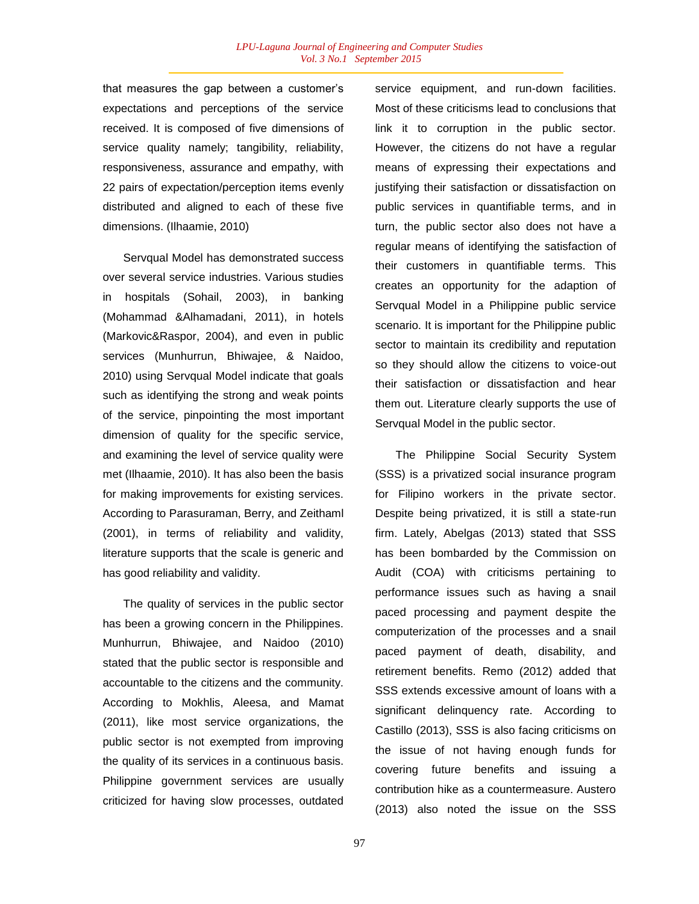that measures the gap between a customer's expectations and perceptions of the service received. It is composed of five dimensions of service quality namely; tangibility, reliability, responsiveness, assurance and empathy, with 22 pairs of expectation/perception items evenly distributed and aligned to each of these five dimensions. (Ilhaamie, 2010)

Servqual Model has demonstrated success over several service industries. Various studies in hospitals (Sohail, 2003), in banking (Mohammad &Alhamadani, 2011), in hotels (Markovic&Raspor, 2004), and even in public services (Munhurrun, Bhiwajee, & Naidoo, 2010) using Servqual Model indicate that goals such as identifying the strong and weak points of the service, pinpointing the most important dimension of quality for the specific service, and examining the level of service quality were met (Ilhaamie, 2010). It has also been the basis for making improvements for existing services. According to Parasuraman, Berry, and Zeithaml (2001), in terms of reliability and validity, literature supports that the scale is generic and has good reliability and validity.

The quality of services in the public sector has been a growing concern in the Philippines. Munhurrun, Bhiwajee, and Naidoo (2010) stated that the public sector is responsible and accountable to the citizens and the community. According to Mokhlis, Aleesa, and Mamat (2011), like most service organizations, the public sector is not exempted from improving the quality of its services in a continuous basis. Philippine government services are usually criticized for having slow processes, outdated service equipment, and run-down facilities. Most of these criticisms lead to conclusions that link it to corruption in the public sector. However, the citizens do not have a regular means of expressing their expectations and justifying their satisfaction or dissatisfaction on public services in quantifiable terms, and in turn, the public sector also does not have a regular means of identifying the satisfaction of their customers in quantifiable terms. This creates an opportunity for the adaption of Servqual Model in a Philippine public service scenario. It is important for the Philippine public sector to maintain its credibility and reputation so they should allow the citizens to voice-out their satisfaction or dissatisfaction and hear them out. Literature clearly supports the use of Servqual Model in the public sector.

The Philippine Social Security System (SSS) is a privatized social insurance program for Filipino workers in the private sector. Despite being privatized, it is still a state-run firm. Lately, Abelgas (2013) stated that SSS has been bombarded by the Commission on Audit (COA) with criticisms pertaining to performance issues such as having a snail paced processing and payment despite the computerization of the processes and a snail paced payment of death, disability, and retirement benefits. Remo (2012) added that SSS extends excessive amount of loans with a significant delinquency rate. According to Castillo (2013), SSS is also facing criticisms on the issue of not having enough funds for covering future benefits and issuing a contribution hike as a countermeasure. Austero (2013) also noted the issue on the SSS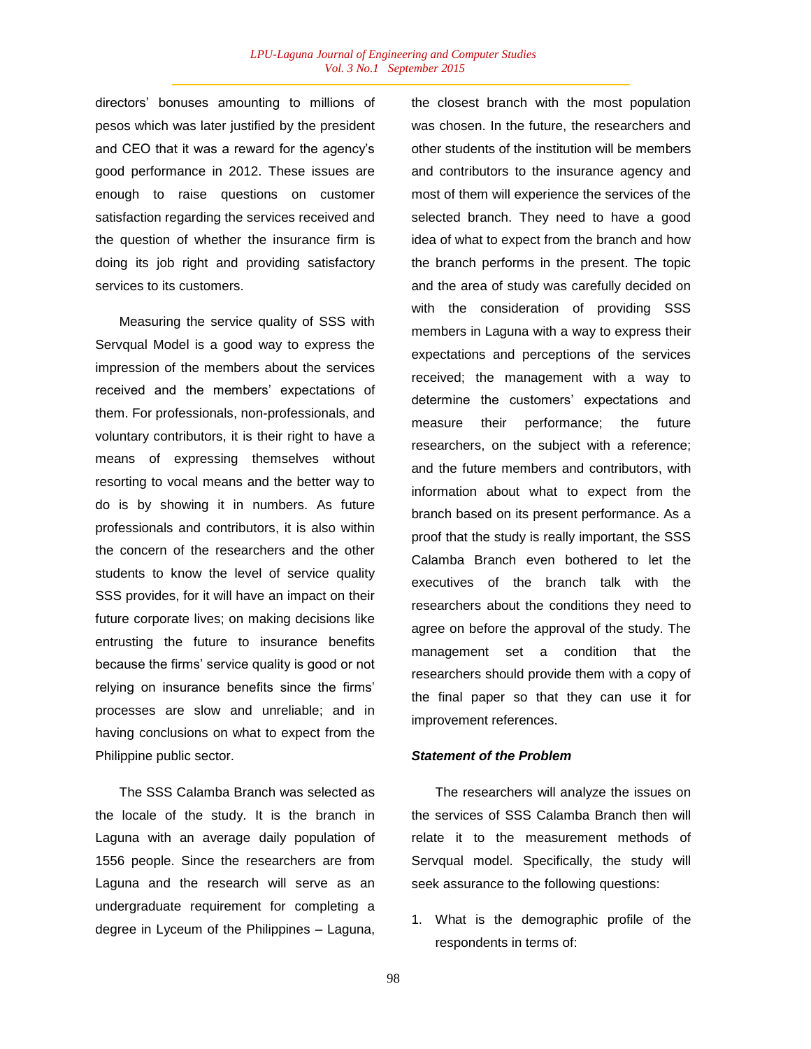directors' bonuses amounting to millions of pesos which was later justified by the president and CEO that it was a reward for the agency's good performance in 2012. These issues are enough to raise questions on customer satisfaction regarding the services received and the question of whether the insurance firm is doing its job right and providing satisfactory services to its customers.

Measuring the service quality of SSS with Servqual Model is a good way to express the impression of the members about the services received and the members' expectations of them. For professionals, non-professionals, and voluntary contributors, it is their right to have a means of expressing themselves without resorting to vocal means and the better way to do is by showing it in numbers. As future professionals and contributors, it is also within the concern of the researchers and the other students to know the level of service quality SSS provides, for it will have an impact on their future corporate lives; on making decisions like entrusting the future to insurance benefits because the firms' service quality is good or not relying on insurance benefits since the firms' processes are slow and unreliable; and in having conclusions on what to expect from the Philippine public sector.

The SSS Calamba Branch was selected as the locale of the study. It is the branch in Laguna with an average daily population of 1556 people. Since the researchers are from Laguna and the research will serve as an undergraduate requirement for completing a degree in Lyceum of the Philippines – Laguna, the closest branch with the most population was chosen. In the future, the researchers and other students of the institution will be members and contributors to the insurance agency and most of them will experience the services of the selected branch. They need to have a good idea of what to expect from the branch and how the branch performs in the present. The topic and the area of study was carefully decided on with the consideration of providing SSS members in Laguna with a way to express their expectations and perceptions of the services received; the management with a way to determine the customers' expectations and measure their performance; the future researchers, on the subject with a reference; and the future members and contributors, with information about what to expect from the branch based on its present performance. As a proof that the study is really important, the SSS Calamba Branch even bothered to let the executives of the branch talk with the researchers about the conditions they need to agree on before the approval of the study. The management set a condition that the researchers should provide them with a copy of the final paper so that they can use it for improvement references.

***Statement of the Problem***

The researchers will analyze the issues on the services of SSS Calamba Branch then will relate it to the measurement methods of Servqual model. Specifically, the study will seek assurance to the following questions:

1. What is the demographic profile of the respondents in terms of: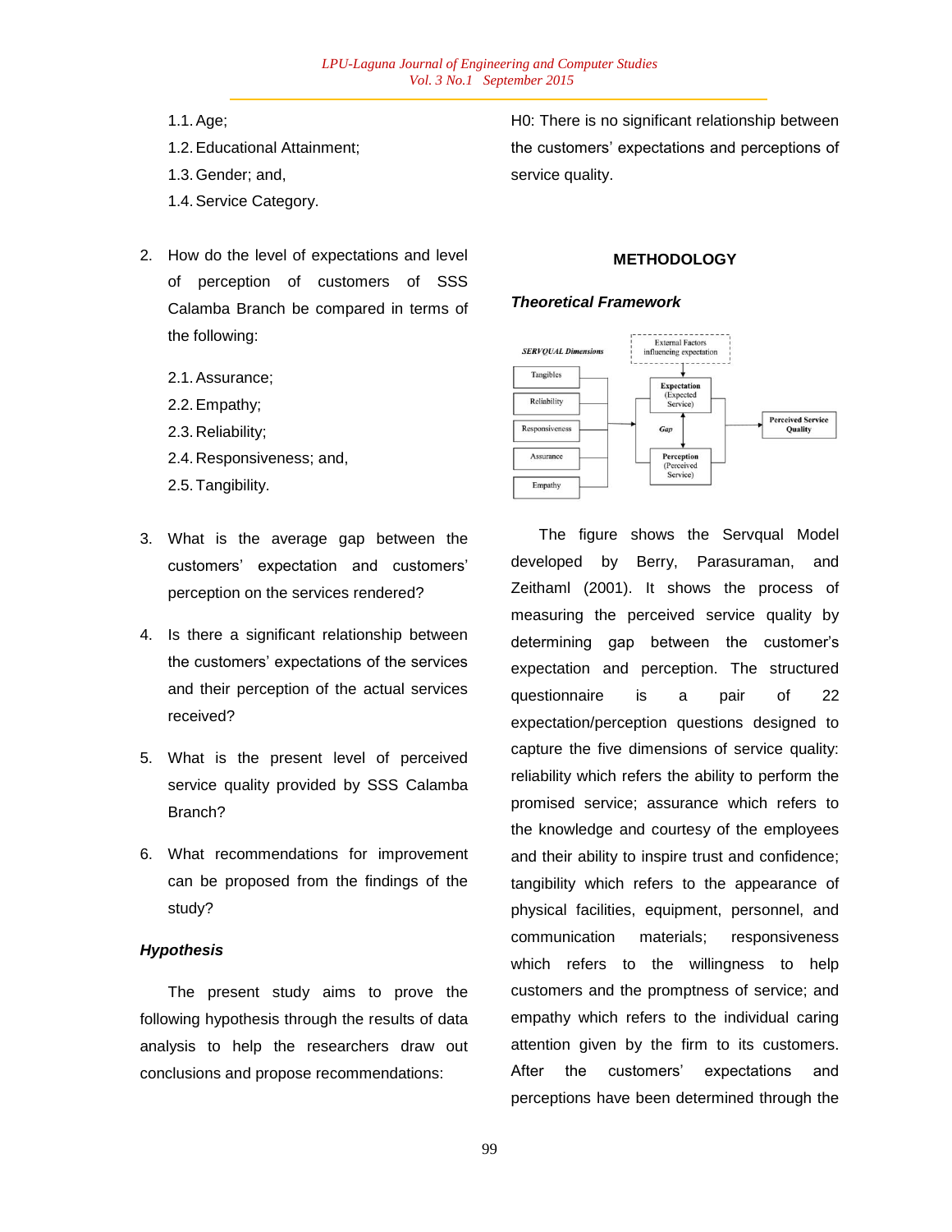1.1. Age;
1.2. Educational Attainment;
1.3. Gender; and,
1.4. Service Category.

2. How do the level of expectations and level of perception of customers of SSS Calamba Branch be compared in terms of the following:

    2.1. Assurance;
    2.2. Empathy;
    2.3. Reliability;
    2.4. Responsiveness; and,
    2.5. Tangibility.

3. What is the average gap between the customers' expectation and customers' perception on the services rendered?

4. Is there a significant relationship between the customers' expectations of the services and their perception of the actual services received?

5. What is the present level of perceived service quality provided by SSS Calamba Branch?

6. What recommendations for improvement can be proposed from the findings of the study?

### *Hypothesis*

The present study aims to prove the following hypothesis through the results of data analysis to help the researchers draw out conclusions and propose recommendations:

H0: There is no significant relationship between the customers' expectations and perceptions of service quality.

## METHODOLOGY

### *Theoretical Framework*

*SERVQUAL Dimensions*: Tangibles, Reliability, Responsiveness, Assurance, Empathy → Expectation (Expected Service) / Gap / Perception (Perceived Service) → Perceived Service Quality; External Factors influencing expectation → Expectation

The figure shows the Servqual Model developed by Berry, Parasuraman, and Zeithaml (2001). It shows the process of measuring the perceived service quality by determining gap between the customer's expectation and perception. The structured questionnaire is a pair of 22 expectation/perception questions designed to capture the five dimensions of service quality: reliability which refers the ability to perform the promised service; assurance which refers to the knowledge and courtesy of the employees and their ability to inspire trust and confidence; tangibility which refers to the appearance of physical facilities, equipment, personnel, and communication materials; responsiveness which refers to the willingness to help customers and the promptness of service; and empathy which refers to the individual caring attention given by the firm to its customers. After the customers' expectations and perceptions have been determined through the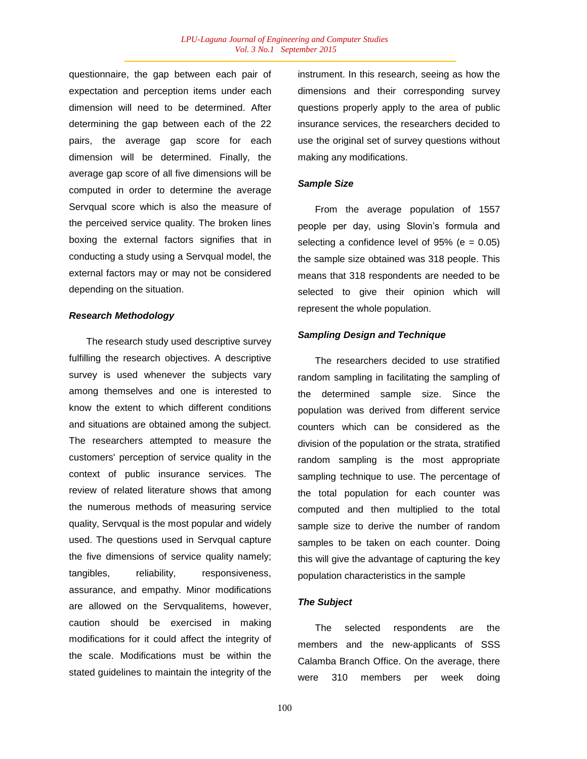questionnaire, the gap between each pair of expectation and perception items under each dimension will need to be determined. After determining the gap between each of the 22 pairs, the average gap score for each dimension will be determined. Finally, the average gap score of all five dimensions will be computed in order to determine the average Servqual score which is also the measure of the perceived service quality. The broken lines boxing the external factors signifies that in conducting a study using a Servqual model, the external factors may or may not be considered depending on the situation.

### *Research Methodology*

The research study used descriptive survey fulfilling the research objectives. A descriptive survey is used whenever the subjects vary among themselves and one is interested to know the extent to which different conditions and situations are obtained among the subject. The researchers attempted to measure the customers' perception of service quality in the context of public insurance services. The review of related literature shows that among the numerous methods of measuring service quality, Servqual is the most popular and widely used. The questions used in Servqual capture the five dimensions of service quality namely; tangibles, reliability, responsiveness, assurance, and empathy. Minor modifications are allowed on the Servqualitems, however, caution should be exercised in making modifications for it could affect the integrity of the scale. Modifications must be within the stated guidelines to maintain the integrity of the instrument. In this research, seeing as how the dimensions and their corresponding survey questions properly apply to the area of public insurance services, the researchers decided to use the original set of survey questions without making any modifications.

### *Sample Size*

From the average population of 1557 people per day, using Slovin's formula and selecting a confidence level of 95% (e = 0.05) the sample size obtained was 318 people. This means that 318 respondents are needed to be selected to give their opinion which will represent the whole population.

### *Sampling Design and Technique*

The researchers decided to use stratified random sampling in facilitating the sampling of the determined sample size. Since the population was derived from different service counters which can be considered as the division of the population or the strata, stratified random sampling is the most appropriate sampling technique to use. The percentage of the total population for each counter was computed and then multiplied to the total sample size to derive the number of random samples to be taken on each counter. Doing this will give the advantage of capturing the key population characteristics in the sample

### *The Subject*

The selected respondents are the members and the new-applicants of SSS Calamba Branch Office. On the average, there were 310 members per week doing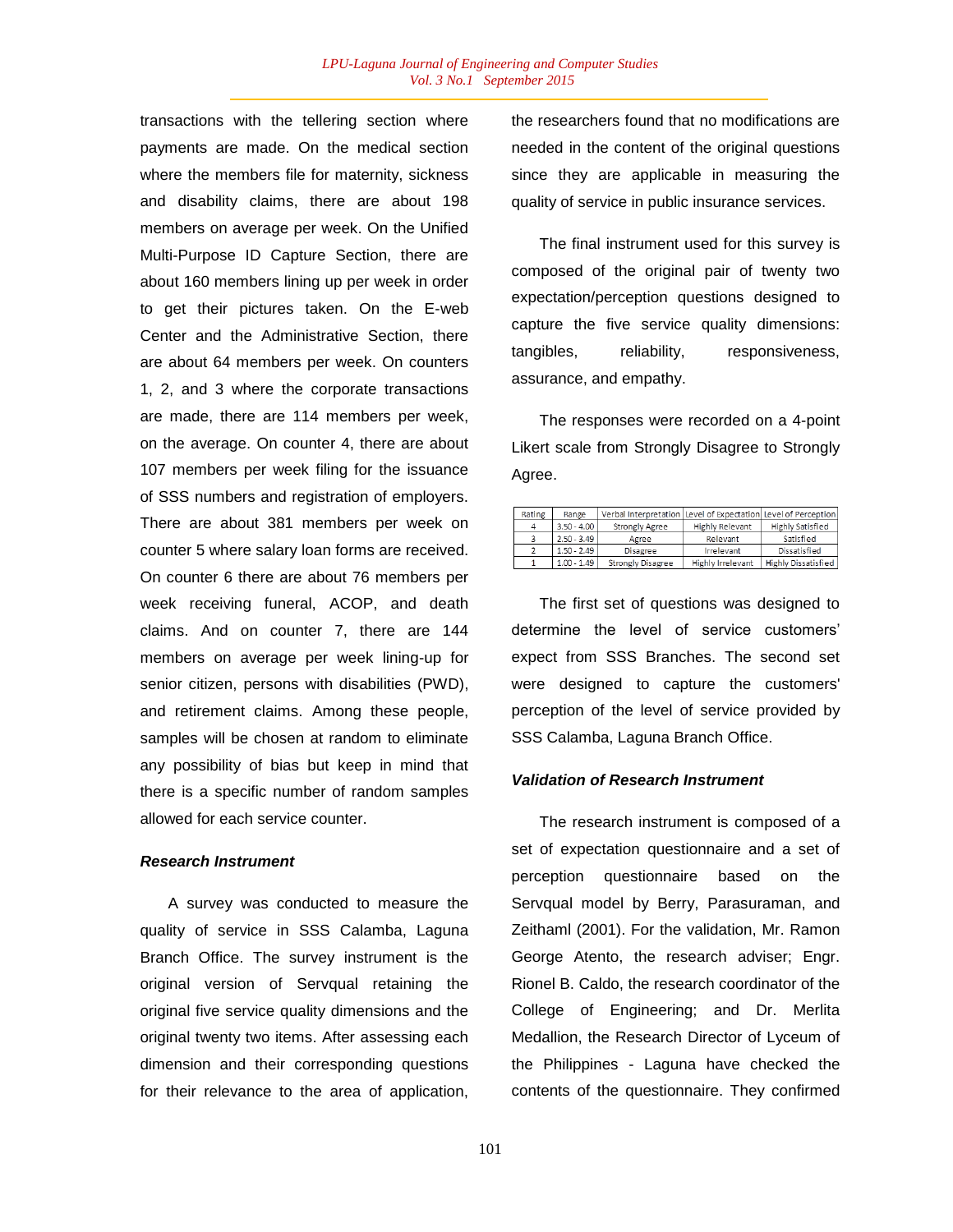transactions with the tellering section where payments are made. On the medical section where the members file for maternity, sickness and disability claims, there are about 198 members on average per week. On the Unified Multi-Purpose ID Capture Section, there are about 160 members lining up per week in order to get their pictures taken. On the E-web Center and the Administrative Section, there are about 64 members per week. On counters 1, 2, and 3 where the corporate transactions are made, there are 114 members per week, on the average. On counter 4, there are about 107 members per week filing for the issuance of SSS numbers and registration of employers. There are about 381 members per week on counter 5 where salary loan forms are received. On counter 6 there are about 76 members per week receiving funeral, ACOP, and death claims. And on counter 7, there are 144 members on average per week lining-up for senior citizen, persons with disabilities (PWD), and retirement claims. Among these people, samples will be chosen at random to eliminate any possibility of bias but keep in mind that there is a specific number of random samples allowed for each service counter.

### *Research Instrument*

A survey was conducted to measure the quality of service in SSS Calamba, Laguna Branch Office. The survey instrument is the original version of Servqual retaining the original five service quality dimensions and the original twenty two items. After assessing each dimension and their corresponding questions for their relevance to the area of application, the researchers found that no modifications are needed in the content of the original questions since they are applicable in measuring the quality of service in public insurance services.

The final instrument used for this survey is composed of the original pair of twenty two expectation/perception questions designed to capture the five service quality dimensions: tangibles, reliability, responsiveness, assurance, and empathy.

The responses were recorded on a 4-point Likert scale from Strongly Disagree to Strongly Agree.

| Rating | Range | Verbal Interpretation | Level of Expectation | Level of Perception |
|---|---|---|---|---|
| 4 | 3.50 - 4.00 | Strongly Agree | Highly Relevant | Highly Satisfied |
| 3 | 2.50 - 3.49 | Agree | Relevant | Satisfied |
| 2 | 1.50 - 2.49 | Disagree | Irrelevant | Dissatisfied |
| 1 | 1.00 - 1.49 | Strongly Disagree | Highly Irrelevant | Highly Dissatisfied |

The first set of questions was designed to determine the level of service customers' expect from SSS Branches. The second set were designed to capture the customers' perception of the level of service provided by SSS Calamba, Laguna Branch Office.

### *Validation of Research Instrument*

The research instrument is composed of a set of expectation questionnaire and a set of perception questionnaire based on the Servqual model by Berry, Parasuraman, and Zeithaml (2001). For the validation, Mr. Ramon George Atento, the research adviser; Engr. Rionel B. Caldo, the research coordinator of the College of Engineering; and Dr. Merlita Medallion, the Research Director of Lyceum of the Philippines - Laguna have checked the contents of the questionnaire. They confirmed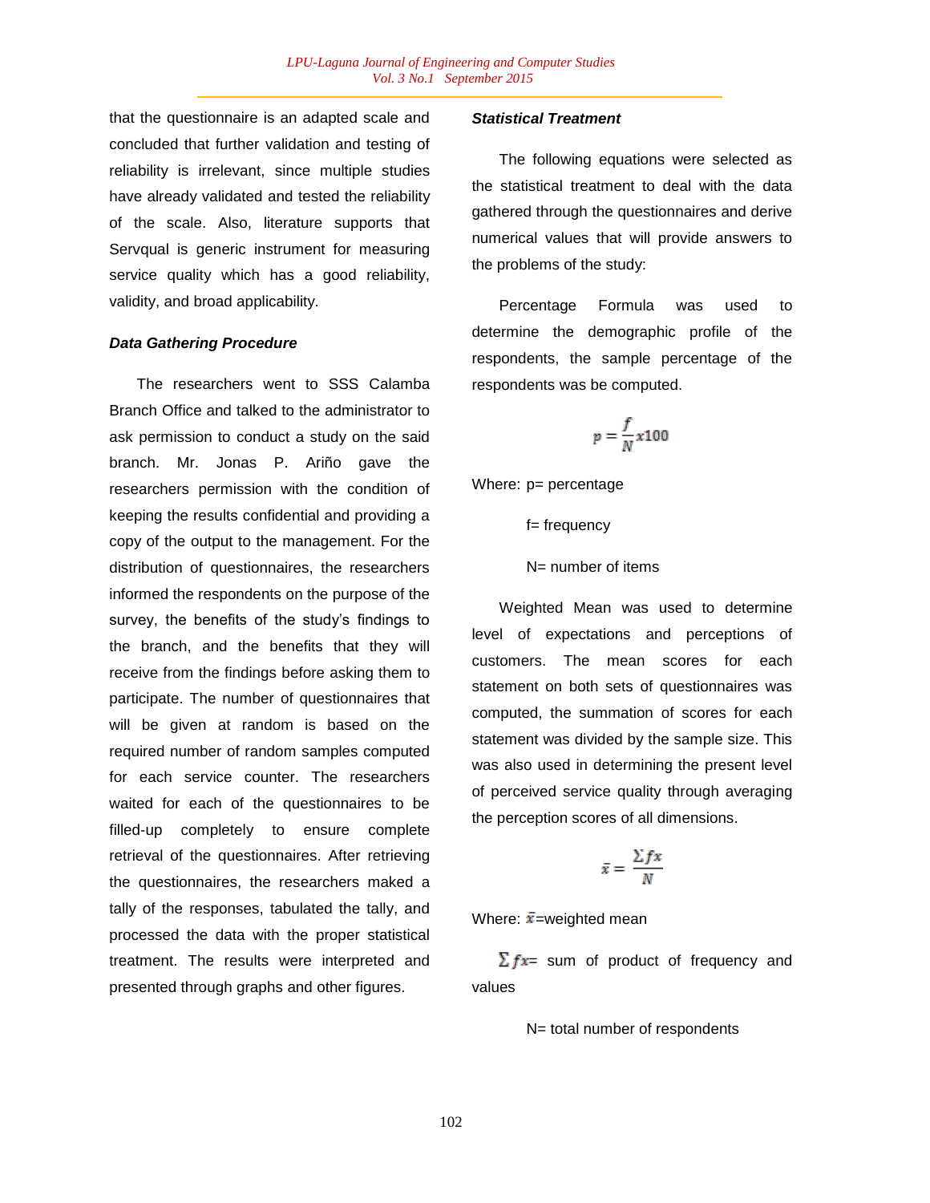that the questionnaire is an adapted scale and concluded that further validation and testing of reliability is irrelevant, since multiple studies have already validated and tested the reliability of the scale. Also, literature supports that Servqual is generic instrument for measuring service quality which has a good reliability, validity, and broad applicability.

### *Data Gathering Procedure*

The researchers went to SSS Calamba Branch Office and talked to the administrator to ask permission to conduct a study on the said branch. Mr. Jonas P. Ariño gave the researchers permission with the condition of keeping the results confidential and providing a copy of the output to the management. For the distribution of questionnaires, the researchers informed the respondents on the purpose of the survey, the benefits of the study's findings to the branch, and the benefits that they will receive from the findings before asking them to participate. The number of questionnaires that will be given at random is based on the required number of random samples computed for each service counter. The researchers waited for each of the questionnaires to be filled-up completely to ensure complete retrieval of the questionnaires. After retrieving the questionnaires, the researchers maked a tally of the responses, tabulated the tally, and processed the data with the proper statistical treatment. The results were interpreted and presented through graphs and other figures.

### *Statistical Treatment*

The following equations were selected as the statistical treatment to deal with the data gathered through the questionnaires and derive numerical values that will provide answers to the problems of the study:

Percentage Formula was used to determine the demographic profile of the respondents, the sample percentage of the respondents was be computed.

$$p = \frac{f}{N} x100$$

Where: p= percentage

f= frequency

N= number of items

Weighted Mean was used to determine level of expectations and perceptions of customers. The mean scores for each statement on both sets of questionnaires was computed, the summation of scores for each statement was divided by the sample size. This was also used in determining the present level of perceived service quality through averaging the perception scores of all dimensions.

$$\bar{x} = \frac{\Sigma fx}{N}$$

Where: $\bar{x}$=weighted mean

$\Sigma fx$= sum of product of frequency and values

N= total number of respondents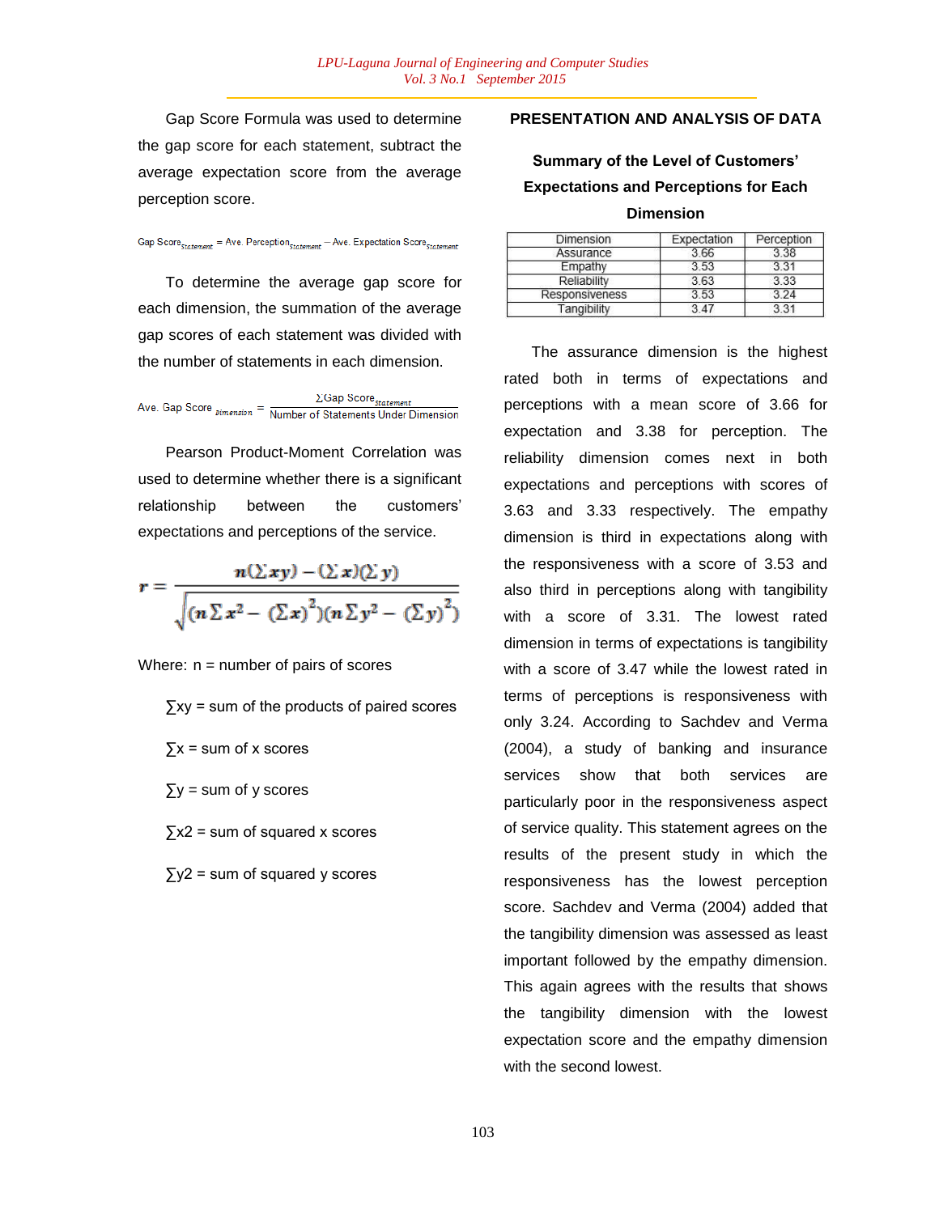Gap Score Formula was used to determine the gap score for each statement, subtract the average expectation score from the average perception score.

$$\text{Gap Score}_{Statement} = \text{Ave. Perception}_{Statement} - \text{Ave. Expectation Score}_{Statement}$$

To determine the average gap score for each dimension, the summation of the average gap scores of each statement was divided with the number of statements in each dimension.

$$\text{Ave. Gap Score}_{Dimension} = \frac{\sum \text{Gap Score}_{Statement}}{\text{Number of Statements Under Dimension}}$$

Pearson Product-Moment Correlation was used to determine whether there is a significant relationship between the customers' expectations and perceptions of the service.

$$r = \frac{n(\sum xy) - (\sum x)(\sum y)}{\sqrt{(n\sum x^2 - (\sum x)^2)(n\sum y^2 - (\sum y)^2)}}$$

Where: n = number of pairs of scores

∑xy = sum of the products of paired scores

∑x = sum of x scores

∑y = sum of y scores

∑x2 = sum of squared x scores

∑y2 = sum of squared y scores

## PRESENTATION AND ANALYSIS OF DATA

### Summary of the Level of Customers' Expectations and Perceptions for Each Dimension

| Dimension | Expectation | Perception |
|---|---|---|
| Assurance | 3.66 | 3.38 |
| Empathy | 3.53 | 3.31 |
| Reliability | 3.63 | 3.33 |
| Responsiveness | 3.53 | 3.24 |
| Tangibility | 3.47 | 3.31 |

The assurance dimension is the highest rated both in terms of expectations and perceptions with a mean score of 3.66 for expectation and 3.38 for perception. The reliability dimension comes next in both expectations and perceptions with scores of 3.63 and 3.33 respectively. The empathy dimension is third in expectations along with the responsiveness with a score of 3.53 and also third in perceptions along with tangibility with a score of 3.31. The lowest rated dimension in terms of expectations is tangibility with a score of 3.47 while the lowest rated in terms of perceptions is responsiveness with only 3.24. According to Sachdev and Verma (2004), a study of banking and insurance services show that both services are particularly poor in the responsiveness aspect of service quality. This statement agrees on the results of the present study in which the responsiveness has the lowest perception score. Sachdev and Verma (2004) added that the tangibility dimension was assessed as least important followed by the empathy dimension. This again agrees with the results that shows the tangibility dimension with the lowest expectation score and the empathy dimension with the second lowest.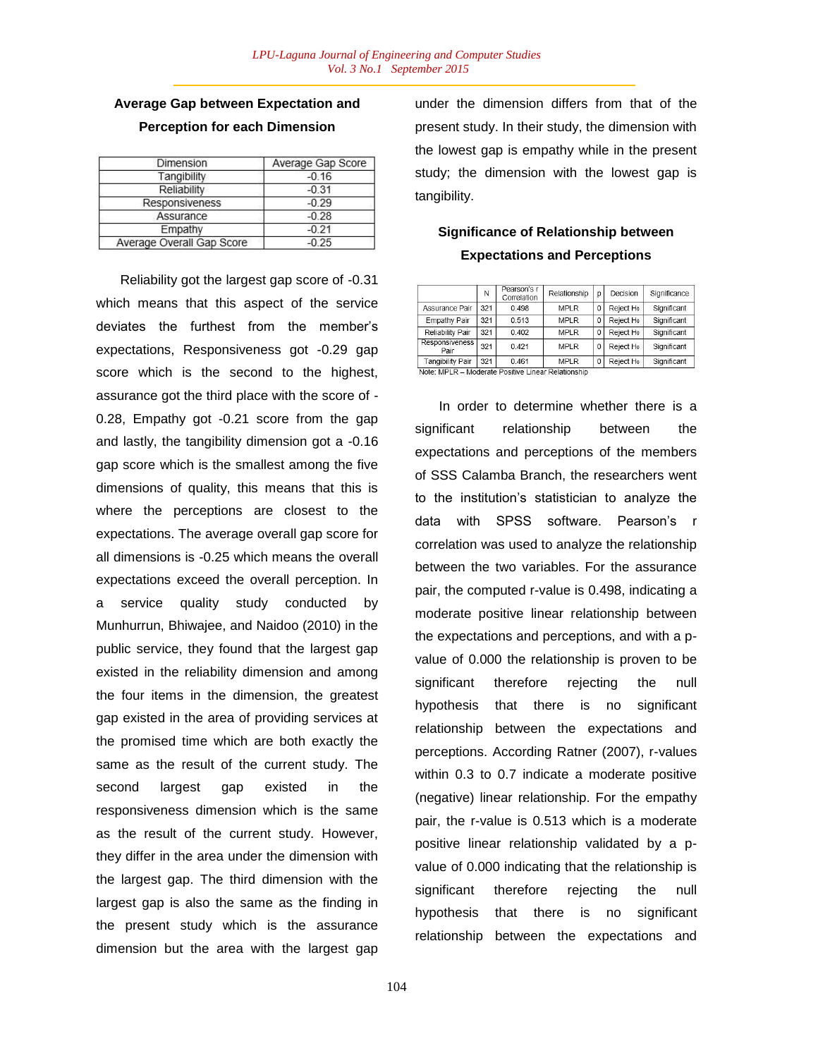**Average Gap between Expectation and Perception for each Dimension**

| Dimension | Average Gap Score |
|---|---|
| Tangibility | -0.16 |
| Reliability | -0.31 |
| Responsiveness | -0.29 |
| Assurance | -0.28 |
| Empathy | -0.21 |
| Average Overall Gap Score | -0.25 |

Reliability got the largest gap score of -0.31 which means that this aspect of the service deviates the furthest from the member's expectations, Responsiveness got -0.29 gap score which is the second to the highest, assurance got the third place with the score of -0.28, Empathy got -0.21 score from the gap and lastly, the tangibility dimension got a -0.16 gap score which is the smallest among the five dimensions of quality, this means that this is where the perceptions are closest to the expectations. The average overall gap score for all dimensions is -0.25 which means the overall expectations exceed the overall perception. In a service quality study conducted by Munhurrun, Bhiwajee, and Naidoo (2010) in the public service, they found that the largest gap existed in the reliability dimension and among the four items in the dimension, the greatest gap existed in the area of providing services at the promised time which are both exactly the same as the result of the current study. The second largest gap existed in the responsiveness dimension which is the same as the result of the current study. However, they differ in the area under the dimension with the largest gap. The third dimension with the largest gap is also the same as the finding in the present study which is the assurance dimension but the area with the largest gap under the dimension differs from that of the present study. In their study, the dimension with the lowest gap is empathy while in the present study; the dimension with the lowest gap is tangibility.

**Significance of Relationship between Expectations and Perceptions**

| | N | Pearson's r Correlation | Relationship | p | Decision | Significance |
|---|---|---|---|---|---|---|
| Assurance Pair | 321 | 0.498 | MPLR | 0 | Reject Ho | Significant |
| Empathy Pair | 321 | 0.513 | MPLR | 0 | Reject Ho | Significant |
| Reliability Pair | 321 | 0.402 | MPLR | 0 | Reject Ho | Significant |
| Responsiveness Pair | 321 | 0.421 | MPLR | 0 | Reject Ho | Significant |
| Tangibility Pair | 321 | 0.461 | MPLR | 0 | Reject Ho | Significant |

Note: MPLR – Moderate Positive Linear Relationship

In order to determine whether there is a significant relationship between the expectations and perceptions of the members of SSS Calamba Branch, the researchers went to the institution's statistician to analyze the data with SPSS software. Pearson's r correlation was used to analyze the relationship between the two variables. For the assurance pair, the computed r-value is 0.498, indicating a moderate positive linear relationship between the expectations and perceptions, and with a p-value of 0.000 the relationship is proven to be significant therefore rejecting the null hypothesis that there is no significant relationship between the expectations and perceptions. According Ratner (2007), r-values within 0.3 to 0.7 indicate a moderate positive (negative) linear relationship. For the empathy pair, the r-value is 0.513 which is a moderate positive linear relationship validated by a p-value of 0.000 indicating that the relationship is significant therefore rejecting the null hypothesis that there is no significant relationship between the expectations and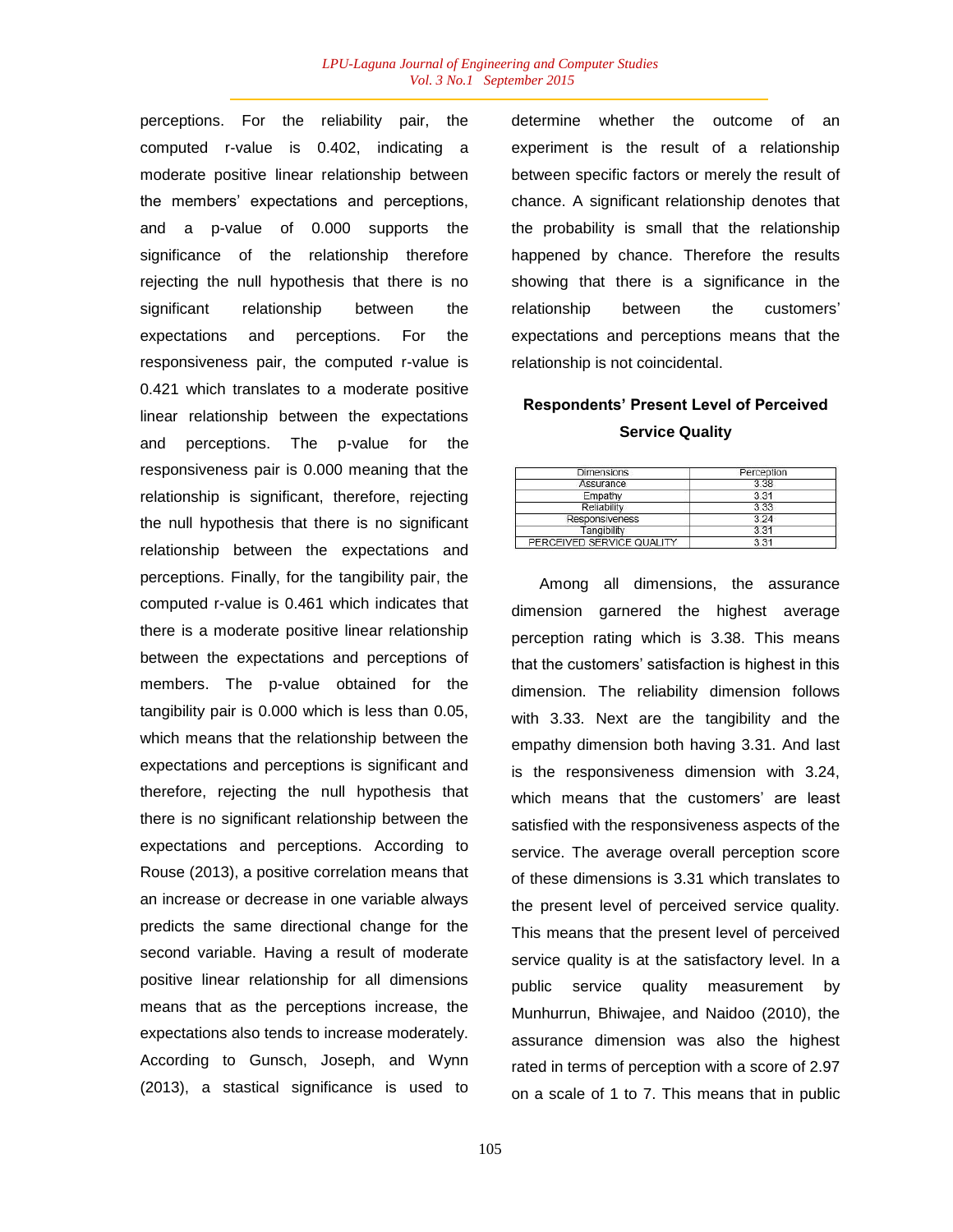perceptions. For the reliability pair, the computed r-value is 0.402, indicating a moderate positive linear relationship between the members' expectations and perceptions, and a p-value of 0.000 supports the significance of the relationship therefore rejecting the null hypothesis that there is no significant relationship between the expectations and perceptions. For the responsiveness pair, the computed r-value is 0.421 which translates to a moderate positive linear relationship between the expectations and perceptions. The p-value for the responsiveness pair is 0.000 meaning that the relationship is significant, therefore, rejecting the null hypothesis that there is no significant relationship between the expectations and perceptions. Finally, for the tangibility pair, the computed r-value is 0.461 which indicates that there is a moderate positive linear relationship between the expectations and perceptions of members. The p-value obtained for the tangibility pair is 0.000 which is less than 0.05, which means that the relationship between the expectations and perceptions is significant and therefore, rejecting the null hypothesis that there is no significant relationship between the expectations and perceptions. According to Rouse (2013), a positive correlation means that an increase or decrease in one variable always predicts the same directional change for the second variable. Having a result of moderate positive linear relationship for all dimensions means that as the perceptions increase, the expectations also tends to increase moderately. According to Gunsch, Joseph, and Wynn (2013), a stastical significance is used to determine whether the outcome of an experiment is the result of a relationship between specific factors or merely the result of chance. A significant relationship denotes that the probability is small that the relationship happened by chance. Therefore the results showing that there is a significance in the relationship between the customers' expectations and perceptions means that the relationship is not coincidental.

### Respondents' Present Level of Perceived Service Quality

| Dimensions | Perception |
|---|---|
| Assurance | 3.38 |
| Empathy | 3.31 |
| Reliability | 3.33 |
| Responsiveness | 3.24 |
| Tangibility | 3.31 |
| PERCEIVED SERVICE QUALITY | 3.31 |

Among all dimensions, the assurance dimension garnered the highest average perception rating which is 3.38. This means that the customers' satisfaction is highest in this dimension. The reliability dimension follows with 3.33. Next are the tangibility and the empathy dimension both having 3.31. And last is the responsiveness dimension with 3.24, which means that the customers' are least satisfied with the responsiveness aspects of the service. The average overall perception score of these dimensions is 3.31 which translates to the present level of perceived service quality. This means that the present level of perceived service quality is at the satisfactory level. In a public service quality measurement by Munhurrun, Bhiwajee, and Naidoo (2010), the assurance dimension was also the highest rated in terms of perception with a score of 2.97 on a scale of 1 to 7. This means that in public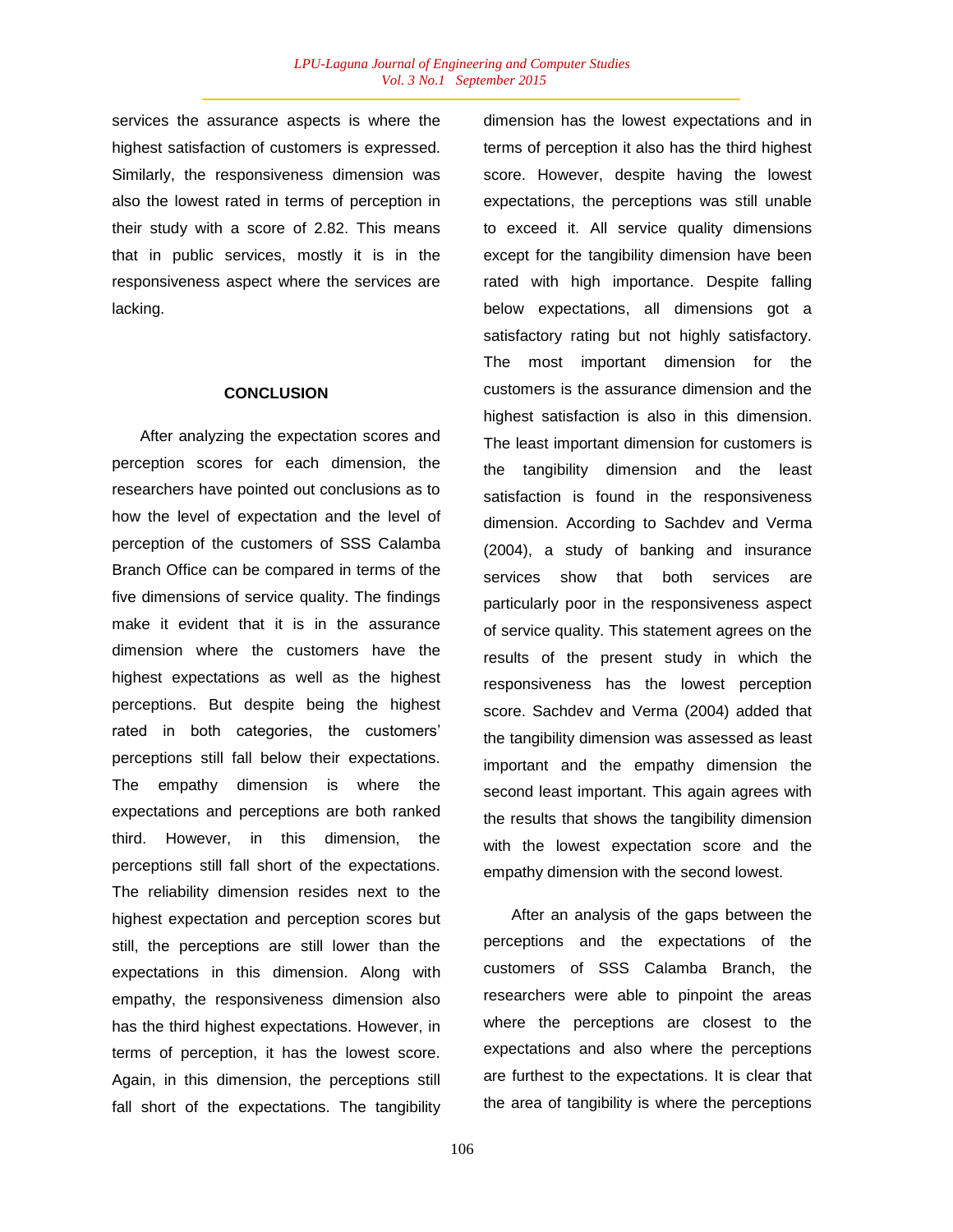services the assurance aspects is where the highest satisfaction of customers is expressed. Similarly, the responsiveness dimension was also the lowest rated in terms of perception in their study with a score of 2.82. This means that in public services, mostly it is in the responsiveness aspect where the services are lacking.

## CONCLUSION

After analyzing the expectation scores and perception scores for each dimension, the researchers have pointed out conclusions as to how the level of expectation and the level of perception of the customers of SSS Calamba Branch Office can be compared in terms of the five dimensions of service quality. The findings make it evident that it is in the assurance dimension where the customers have the highest expectations as well as the highest perceptions. But despite being the highest rated in both categories, the customers' perceptions still fall below their expectations. The empathy dimension is where the expectations and perceptions are both ranked third. However, in this dimension, the perceptions still fall short of the expectations. The reliability dimension resides next to the highest expectation and perception scores but still, the perceptions are still lower than the expectations in this dimension. Along with empathy, the responsiveness dimension also has the third highest expectations. However, in terms of perception, it has the lowest score. Again, in this dimension, the perceptions still fall short of the expectations. The tangibility dimension has the lowest expectations and in terms of perception it also has the third highest score. However, despite having the lowest expectations, the perceptions was still unable to exceed it. All service quality dimensions except for the tangibility dimension have been rated with high importance. Despite falling below expectations, all dimensions got a satisfactory rating but not highly satisfactory. The most important dimension for the customers is the assurance dimension and the highest satisfaction is also in this dimension. The least important dimension for customers is the tangibility dimension and the least satisfaction is found in the responsiveness dimension. According to Sachdev and Verma (2004), a study of banking and insurance services show that both services are particularly poor in the responsiveness aspect of service quality. This statement agrees on the results of the present study in which the responsiveness has the lowest perception score. Sachdev and Verma (2004) added that the tangibility dimension was assessed as least important and the empathy dimension the second least important. This again agrees with the results that shows the tangibility dimension with the lowest expectation score and the empathy dimension with the second lowest.

After an analysis of the gaps between the perceptions and the expectations of the customers of SSS Calamba Branch, the researchers were able to pinpoint the areas where the perceptions are closest to the expectations and also where the perceptions are furthest to the expectations. It is clear that the area of tangibility is where the perceptions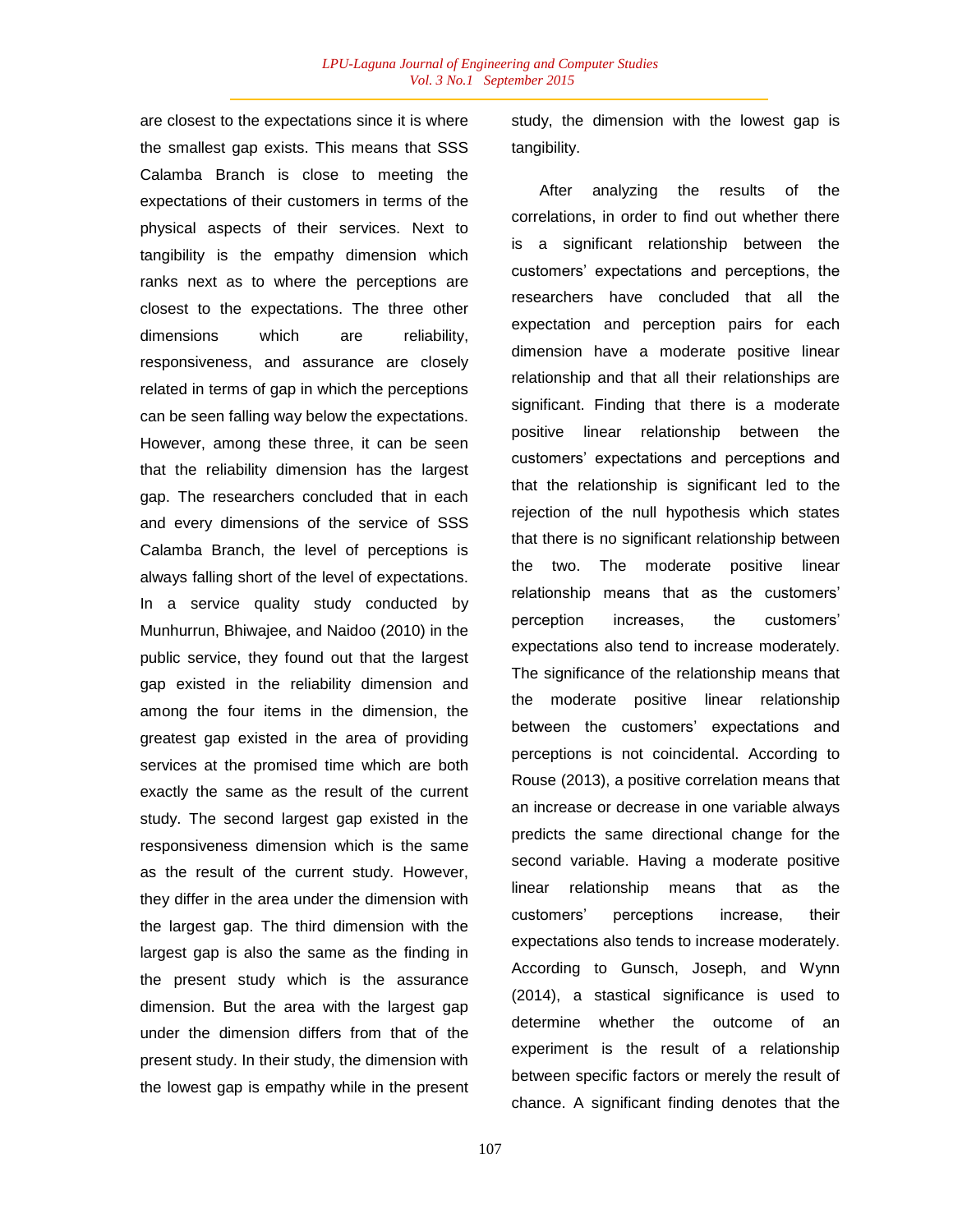are closest to the expectations since it is where the smallest gap exists. This means that SSS Calamba Branch is close to meeting the expectations of their customers in terms of the physical aspects of their services. Next to tangibility is the empathy dimension which ranks next as to where the perceptions are closest to the expectations. The three other dimensions which are reliability, responsiveness, and assurance are closely related in terms of gap in which the perceptions can be seen falling way below the expectations. However, among these three, it can be seen that the reliability dimension has the largest gap. The researchers concluded that in each and every dimensions of the service of SSS Calamba Branch, the level of perceptions is always falling short of the level of expectations. In a service quality study conducted by Munhurrun, Bhiwajee, and Naidoo (2010) in the public service, they found out that the largest gap existed in the reliability dimension and among the four items in the dimension, the greatest gap existed in the area of providing services at the promised time which are both exactly the same as the result of the current study. The second largest gap existed in the responsiveness dimension which is the same as the result of the current study. However, they differ in the area under the dimension with the largest gap. The third dimension with the largest gap is also the same as the finding in the present study which is the assurance dimension. But the area with the largest gap under the dimension differs from that of the present study. In their study, the dimension with the lowest gap is empathy while in the present study, the dimension with the lowest gap is tangibility.

After analyzing the results of the correlations, in order to find out whether there is a significant relationship between the customers' expectations and perceptions, the researchers have concluded that all the expectation and perception pairs for each dimension have a moderate positive linear relationship and that all their relationships are significant. Finding that there is a moderate positive linear relationship between the customers' expectations and perceptions and that the relationship is significant led to the rejection of the null hypothesis which states that there is no significant relationship between the two. The moderate positive linear relationship means that as the customers' perception increases, the customers' expectations also tend to increase moderately. The significance of the relationship means that the moderate positive linear relationship between the customers' expectations and perceptions is not coincidental. According to Rouse (2013), a positive correlation means that an increase or decrease in one variable always predicts the same directional change for the second variable. Having a moderate positive linear relationship means that as the customers' perceptions increase, their expectations also tends to increase moderately. According to Gunsch, Joseph, and Wynn (2014), a stastical significance is used to determine whether the outcome of an experiment is the result of a relationship between specific factors or merely the result of chance. A significant finding denotes that the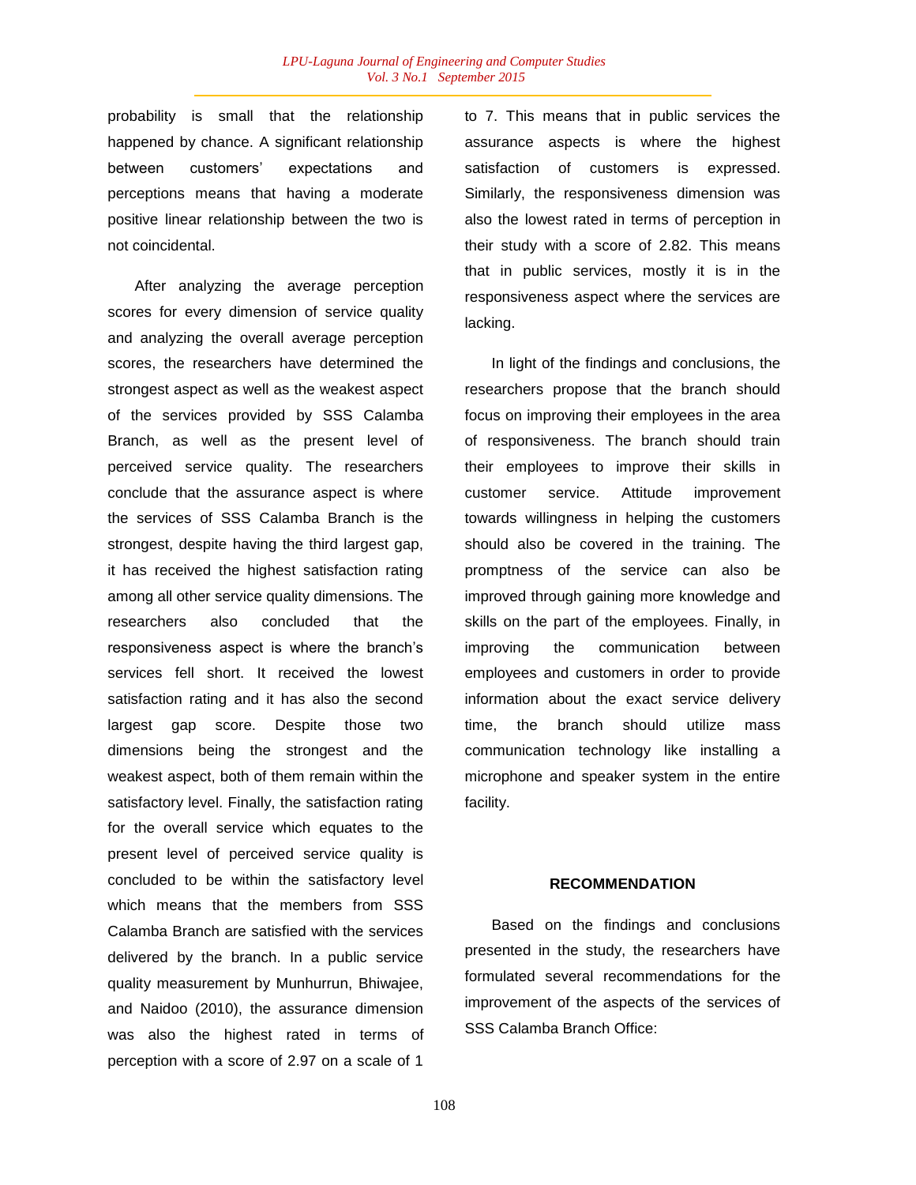probability is small that the relationship happened by chance. A significant relationship between customers' expectations and perceptions means that having a moderate positive linear relationship between the two is not coincidental.

After analyzing the average perception scores for every dimension of service quality and analyzing the overall average perception scores, the researchers have determined the strongest aspect as well as the weakest aspect of the services provided by SSS Calamba Branch, as well as the present level of perceived service quality. The researchers conclude that the assurance aspect is where the services of SSS Calamba Branch is the strongest, despite having the third largest gap, it has received the highest satisfaction rating among all other service quality dimensions. The researchers also concluded that the responsiveness aspect is where the branch's services fell short. It received the lowest satisfaction rating and it has also the second largest gap score. Despite those two dimensions being the strongest and the weakest aspect, both of them remain within the satisfactory level. Finally, the satisfaction rating for the overall service which equates to the present level of perceived service quality is concluded to be within the satisfactory level which means that the members from SSS Calamba Branch are satisfied with the services delivered by the branch. In a public service quality measurement by Munhurrun, Bhiwajee, and Naidoo (2010), the assurance dimension was also the highest rated in terms of perception with a score of 2.97 on a scale of 1 to 7. This means that in public services the assurance aspects is where the highest satisfaction of customers is expressed. Similarly, the responsiveness dimension was also the lowest rated in terms of perception in their study with a score of 2.82. This means that in public services, mostly it is in the responsiveness aspect where the services are lacking.

In light of the findings and conclusions, the researchers propose that the branch should focus on improving their employees in the area of responsiveness. The branch should train their employees to improve their skills in customer service. Attitude improvement towards willingness in helping the customers should also be covered in the training. The promptness of the service can also be improved through gaining more knowledge and skills on the part of the employees. Finally, in improving the communication between employees and customers in order to provide information about the exact service delivery time, the branch should utilize mass communication technology like installing a microphone and speaker system in the entire facility.

## RECOMMENDATION

Based on the findings and conclusions presented in the study, the researchers have formulated several recommendations for the improvement of the aspects of the services of SSS Calamba Branch Office: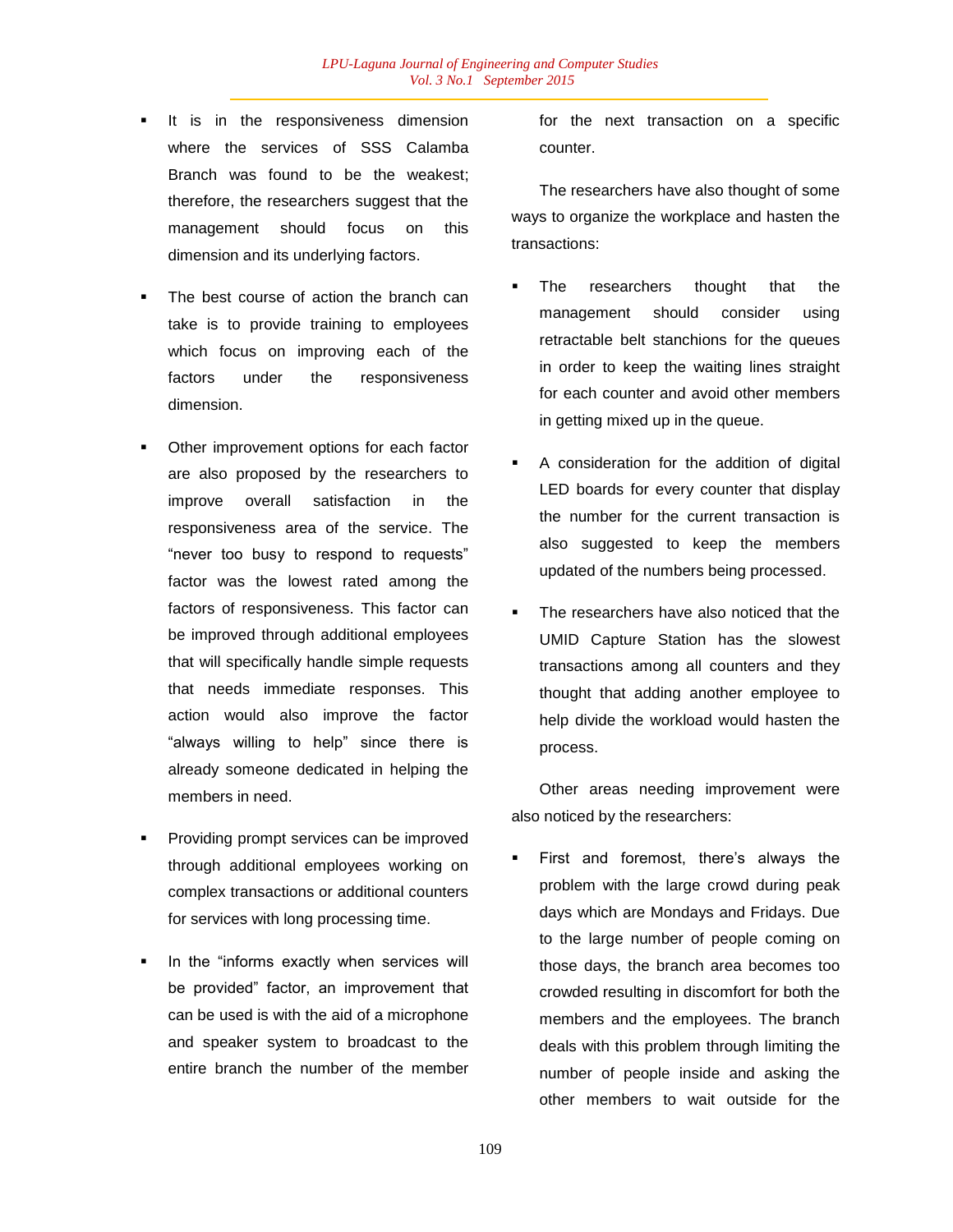- It is in the responsiveness dimension where the services of SSS Calamba Branch was found to be the weakest; therefore, the researchers suggest that the management should focus on this dimension and its underlying factors.

- The best course of action the branch can take is to provide training to employees which focus on improving each of the factors under the responsiveness dimension.

- Other improvement options for each factor are also proposed by the researchers to improve overall satisfaction in the responsiveness area of the service. The "never too busy to respond to requests" factor was the lowest rated among the factors of responsiveness. This factor can be improved through additional employees that will specifically handle simple requests that needs immediate responses. This action would also improve the factor "always willing to help" since there is already someone dedicated in helping the members in need.

- Providing prompt services can be improved through additional employees working on complex transactions or additional counters for services with long processing time.

- In the "informs exactly when services will be provided" factor, an improvement that can be used is with the aid of a microphone and speaker system to broadcast to the entire branch the number of the member for the next transaction on a specific counter.

The researchers have also thought of some ways to organize the workplace and hasten the transactions:

- The researchers thought that the management should consider using retractable belt stanchions for the queues in order to keep the waiting lines straight for each counter and avoid other members in getting mixed up in the queue.

- A consideration for the addition of digital LED boards for every counter that display the number for the current transaction is also suggested to keep the members updated of the numbers being processed.

- The researchers have also noticed that the UMID Capture Station has the slowest transactions among all counters and they thought that adding another employee to help divide the workload would hasten the process.

Other areas needing improvement were also noticed by the researchers:

- First and foremost, there's always the problem with the large crowd during peak days which are Mondays and Fridays. Due to the large number of people coming on those days, the branch area becomes too crowded resulting in discomfort for both the members and the employees. The branch deals with this problem through limiting the number of people inside and asking the other members to wait outside for the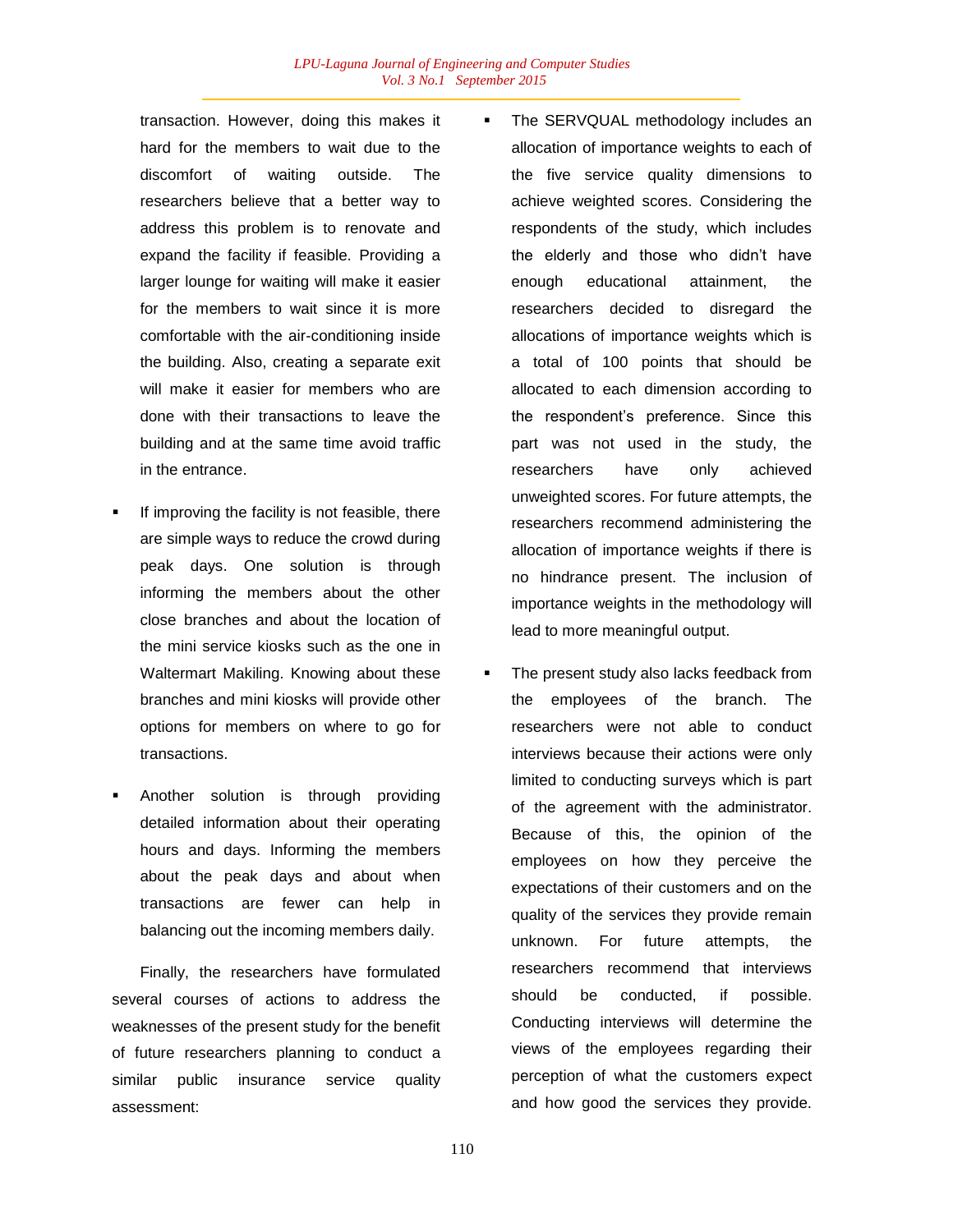transaction. However, doing this makes it hard for the members to wait due to the discomfort of waiting outside. The researchers believe that a better way to address this problem is to renovate and expand the facility if feasible. Providing a larger lounge for waiting will make it easier for the members to wait since it is more comfortable with the air-conditioning inside the building. Also, creating a separate exit will make it easier for members who are done with their transactions to leave the building and at the same time avoid traffic in the entrance.

- If improving the facility is not feasible, there are simple ways to reduce the crowd during peak days. One solution is through informing the members about the other close branches and about the location of the mini service kiosks such as the one in Waltermart Makiling. Knowing about these branches and mini kiosks will provide other options for members on where to go for transactions.

- Another solution is through providing detailed information about their operating hours and days. Informing the members about the peak days and about when transactions are fewer can help in balancing out the incoming members daily.

Finally, the researchers have formulated several courses of actions to address the weaknesses of the present study for the benefit of future researchers planning to conduct a similar public insurance service quality assessment:

- The SERVQUAL methodology includes an allocation of importance weights to each of the five service quality dimensions to achieve weighted scores. Considering the respondents of the study, which includes the elderly and those who didn't have enough educational attainment, the researchers decided to disregard the allocations of importance weights which is a total of 100 points that should be allocated to each dimension according to the respondent's preference. Since this part was not used in the study, the researchers have only achieved unweighted scores. For future attempts, the researchers recommend administering the allocation of importance weights if there is no hindrance present. The inclusion of importance weights in the methodology will lead to more meaningful output.

- The present study also lacks feedback from the employees of the branch. The researchers were not able to conduct interviews because their actions were only limited to conducting surveys which is part of the agreement with the administrator. Because of this, the opinion of the employees on how they perceive the expectations of their customers and on the quality of the services they provide remain unknown. For future attempts, the researchers recommend that interviews should be conducted, if possible. Conducting interviews will determine the views of the employees regarding their perception of what the customers expect and how good the services they provide.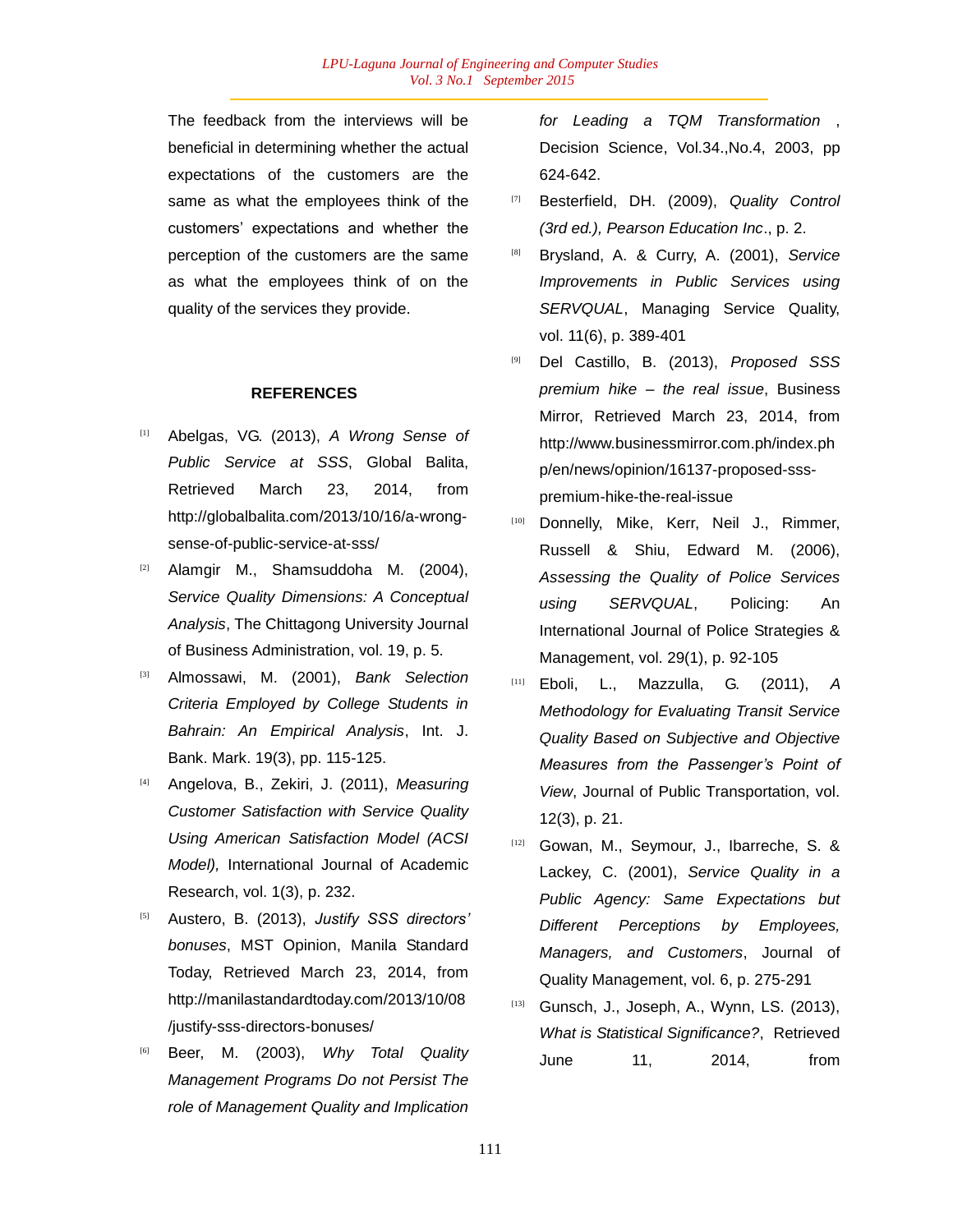The feedback from the interviews will be beneficial in determining whether the actual expectations of the customers are the same as what the employees think of the customers' expectations and whether the perception of the customers are the same as what the employees think of on the quality of the services they provide.

## REFERENCES

[1] Abelgas, VG. (2013), *A Wrong Sense of Public Service at SSS*, Global Balita, Retrieved March 23, 2014, from http://globalbalita.com/2013/10/16/a-wrong-sense-of-public-service-at-sss/

[2] Alamgir M., Shamsuddoha M. (2004), *Service Quality Dimensions: A Conceptual Analysis*, The Chittagong University Journal of Business Administration, vol. 19, p. 5.

[3] Almossawi, M. (2001), *Bank Selection Criteria Employed by College Students in Bahrain: An Empirical Analysis*, Int. J. Bank. Mark. 19(3), pp. 115-125.

[4] Angelova, B., Zekiri, J. (2011), *Measuring Customer Satisfaction with Service Quality Using American Satisfaction Model (ACSI Model),* International Journal of Academic Research, vol. 1(3), p. 232.

[5] Austero, B. (2013), *Justify SSS directors' bonuses*, MST Opinion, Manila Standard Today, Retrieved March 23, 2014, from http://manilastandardtoday.com/2013/10/08/justify-sss-directors-bonuses/

[6] Beer, M. (2003), *Why Total Quality Management Programs Do not Persist The role of Management Quality and Implication for Leading a TQM Transformation* , Decision Science, Vol.34.,No.4, 2003, pp 624-642.

[7] Besterfield, DH. (2009), *Quality Control (3rd ed.), Pearson Education Inc*., p. 2.

[8] Brysland, A. & Curry, A. (2001), *Service Improvements in Public Services using SERVQUAL*, Managing Service Quality, vol. 11(6), p. 389-401

[9] Del Castillo, B. (2013), *Proposed SSS premium hike – the real issue*, Business Mirror, Retrieved March 23, 2014, from http://www.businessmirror.com.ph/index.php/en/news/opinion/16137-proposed-sss-premium-hike-the-real-issue

[10] Donnelly, Mike, Kerr, Neil J., Rimmer, Russell & Shiu, Edward M. (2006), *Assessing the Quality of Police Services using SERVQUAL*, Policing: An International Journal of Police Strategies & Management, vol. 29(1), p. 92-105

[11] Eboli, L., Mazzulla, G. (2011), *A Methodology for Evaluating Transit Service Quality Based on Subjective and Objective Measures from the Passenger's Point of View*, Journal of Public Transportation, vol. 12(3), p. 21.

[12] Gowan, M., Seymour, J., Ibarreche, S. & Lackey, C. (2001), *Service Quality in a Public Agency: Same Expectations but Different Perceptions by Employees, Managers, and Customers*, Journal of Quality Management, vol. 6, p. 275-291

[13] Gunsch, J., Joseph, A., Wynn, LS. (2013), *What is Statistical Significance?*, Retrieved June 11, 2014, from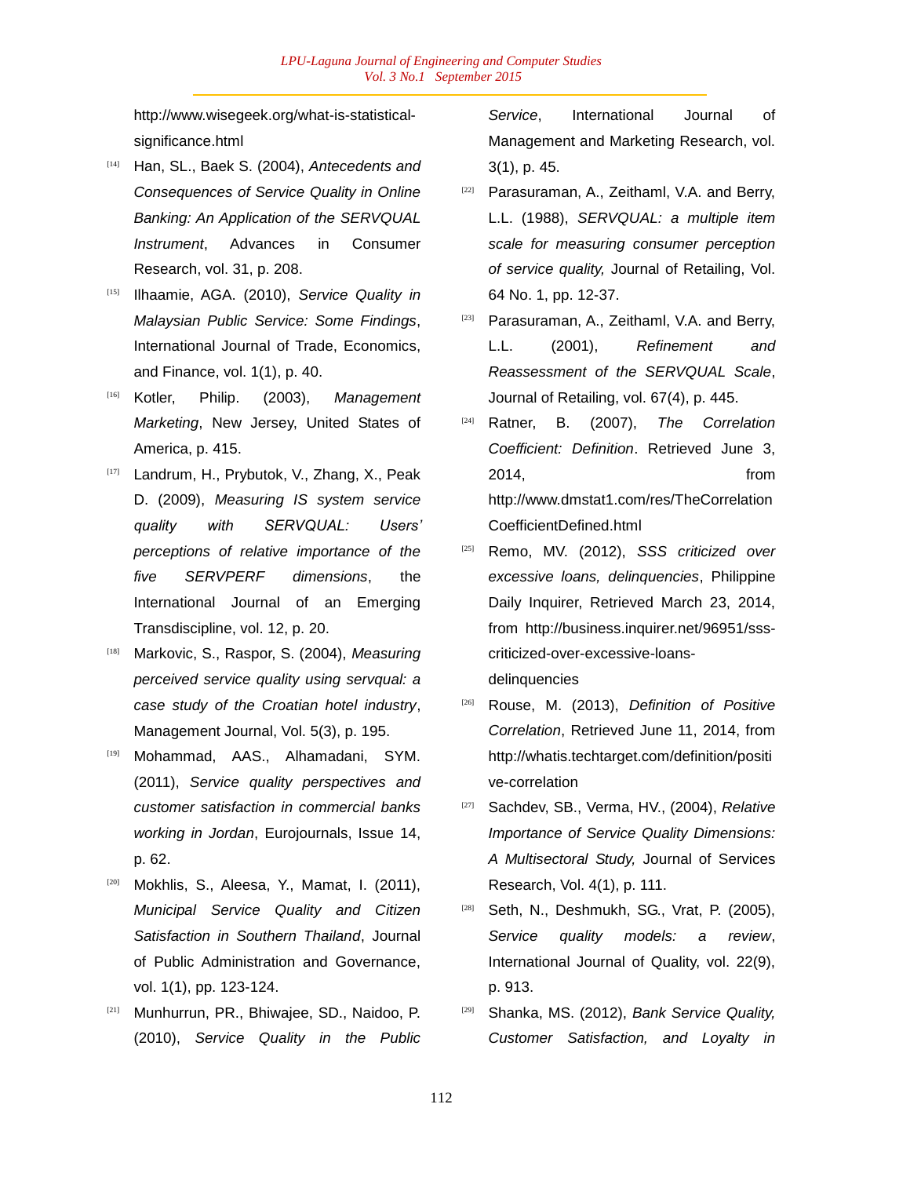http://www.wisegeek.org/what-is-statistical-significance.html

[14] Han, SL., Baek S. (2004), *Antecedents and Consequences of Service Quality in Online Banking: An Application of the SERVQUAL Instrument*, Advances in Consumer Research, vol. 31, p. 208.

[15] Ilhaamie, AGA. (2010), *Service Quality in Malaysian Public Service: Some Findings*, International Journal of Trade, Economics, and Finance, vol. 1(1), p. 40.

[16] Kotler, Philip. (2003), *Management Marketing*, New Jersey, United States of America, p. 415.

[17] Landrum, H., Prybutok, V., Zhang, X., Peak D. (2009), *Measuring IS system service quality with SERVQUAL: Users' perceptions of relative importance of the five SERVPERF dimensions*, the International Journal of an Emerging Transdiscipline, vol. 12, p. 20.

[18] Markovic, S., Raspor, S. (2004), *Measuring perceived service quality using servqual: a case study of the Croatian hotel industry*, Management Journal, Vol. 5(3), p. 195.

[19] Mohammad, AAS., Alhamadani, SYM. (2011), *Service quality perspectives and customer satisfaction in commercial banks working in Jordan*, Eurojournals, Issue 14, p. 62.

[20] Mokhlis, S., Aleesa, Y., Mamat, I. (2011), *Municipal Service Quality and Citizen Satisfaction in Southern Thailand*, Journal of Public Administration and Governance, vol. 1(1), pp. 123-124.

[21] Munhurrun, PR., Bhiwajee, SD., Naidoo, P. (2010), *Service Quality in the Public Service*, International Journal of Management and Marketing Research, vol. 3(1), p. 45.

[22] Parasuraman, A., Zeithaml, V.A. and Berry, L.L. (1988), *SERVQUAL: a multiple item scale for measuring consumer perception of service quality,* Journal of Retailing, Vol. 64 No. 1, pp. 12-37.

[23] Parasuraman, A., Zeithaml, V.A. and Berry, L.L. (2001), *Refinement and Reassessment of the SERVQUAL Scale*, Journal of Retailing, vol. 67(4), p. 445.

[24] Ratner, B. (2007), *The Correlation Coefficient: Definition*. Retrieved June 3, 2014, from http://www.dmstat1.com/res/TheCorrelationCoefficientDefined.html

[25] Remo, MV. (2012), *SSS criticized over excessive loans, delinquencies*, Philippine Daily Inquirer, Retrieved March 23, 2014, from http://business.inquirer.net/96951/sss-criticized-over-excessive-loans-delinquencies

[26] Rouse, M. (2013), *Definition of Positive Correlation*, Retrieved June 11, 2014, from http://whatis.techtarget.com/definition/positive-correlation

[27] Sachdev, SB., Verma, HV., (2004), *Relative Importance of Service Quality Dimensions: A Multisectoral Study,* Journal of Services Research, Vol. 4(1), p. 111.

[28] Seth, N., Deshmukh, SG., Vrat, P. (2005), *Service quality models: a review*, International Journal of Quality, vol. 22(9), p. 913.

[29] Shanka, MS. (2012), *Bank Service Quality, Customer Satisfaction, and Loyalty in*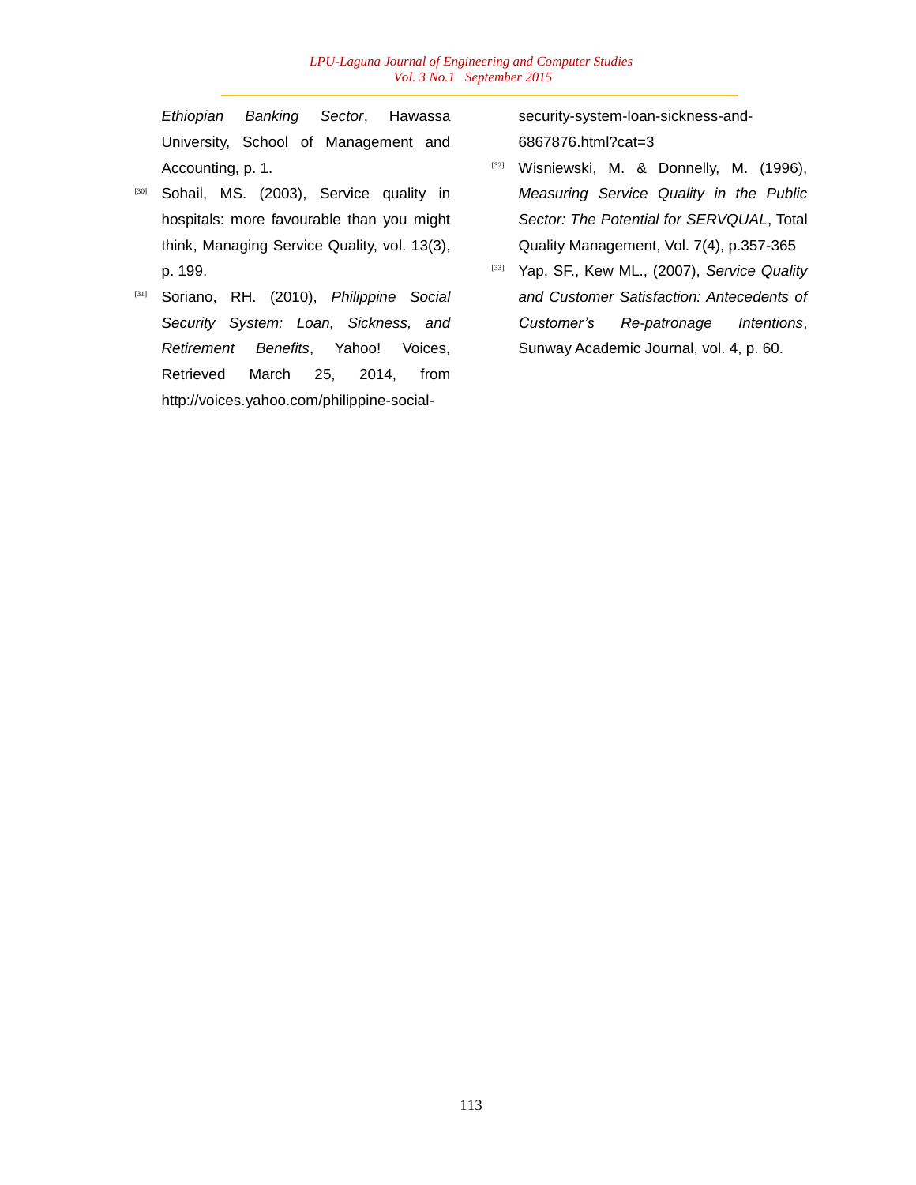*Ethiopian Banking Sector*, Hawassa University, School of Management and Accounting, p. 1.

[30] Sohail, MS. (2003), Service quality in hospitals: more favourable than you might think, Managing Service Quality, vol. 13(3), p. 199.

[31] Soriano, RH. (2010), *Philippine Social Security System: Loan, Sickness, and Retirement Benefits*, Yahoo! Voices, Retrieved March 25, 2014, from http://voices.yahoo.com/philippine-social-security-system-loan-sickness-and-6867876.html?cat=3

[32] Wisniewski, M. & Donnelly, M. (1996), *Measuring Service Quality in the Public Sector: The Potential for SERVQUAL*, Total Quality Management, Vol. 7(4), p.357-365

[33] Yap, SF., Kew ML., (2007), *Service Quality and Customer Satisfaction: Antecedents of Customer's Re-patronage Intentions*, Sunway Academic Journal, vol. 4, p. 60.